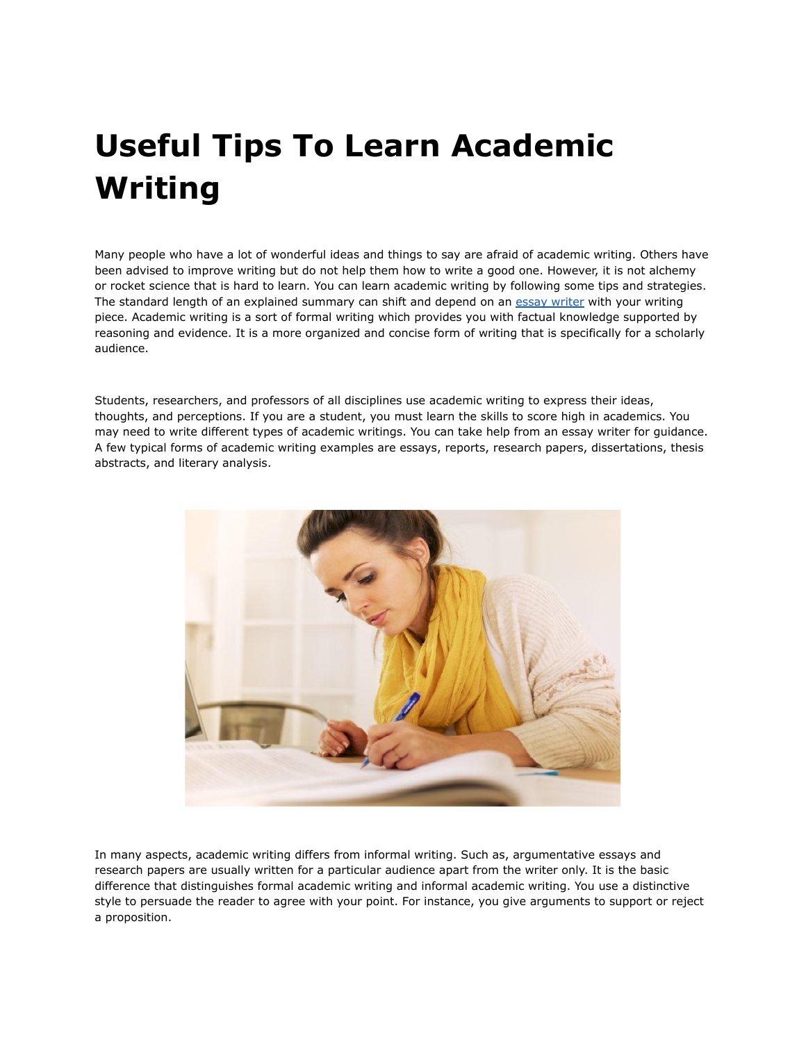# Useful Tips To Learn Academic Writing

Many people who have a lot of wonderful ideas and things to say are afraid of academic writing. Others have been advised to improve writing but do not help them how to write a good one. However, it is not alchemy or rocket science that is hard to learn. You can learn academic writing by following some tips and strategies. The standard length of an explained summary can shift and depend on an [essay writer](essay writer) with your writing piece. Academic writing is a sort of formal writing which provides you with factual knowledge supported by reasoning and evidence. It is a more organized and concise form of writing that is specifically for a scholarly audience.

Students, researchers, and professors of all disciplines use academic writing to express their ideas, thoughts, and perceptions. If you are a student, you must learn the skills to score high in academics. You may need to write different types of academic writings. You can take help from an essay writer for guidance. A few typical forms of academic writing examples are essays, reports, research papers, dissertations, thesis abstracts, and literary analysis.

In many aspects, academic writing differs from informal writing. Such as, argumentative essays and research papers are usually written for a particular audience apart from the writer only. It is the basic difference that distinguishes formal academic writing and informal academic writing. You use a distinctive style to persuade the reader to agree with your point. For instance, you give arguments to support or reject a proposition.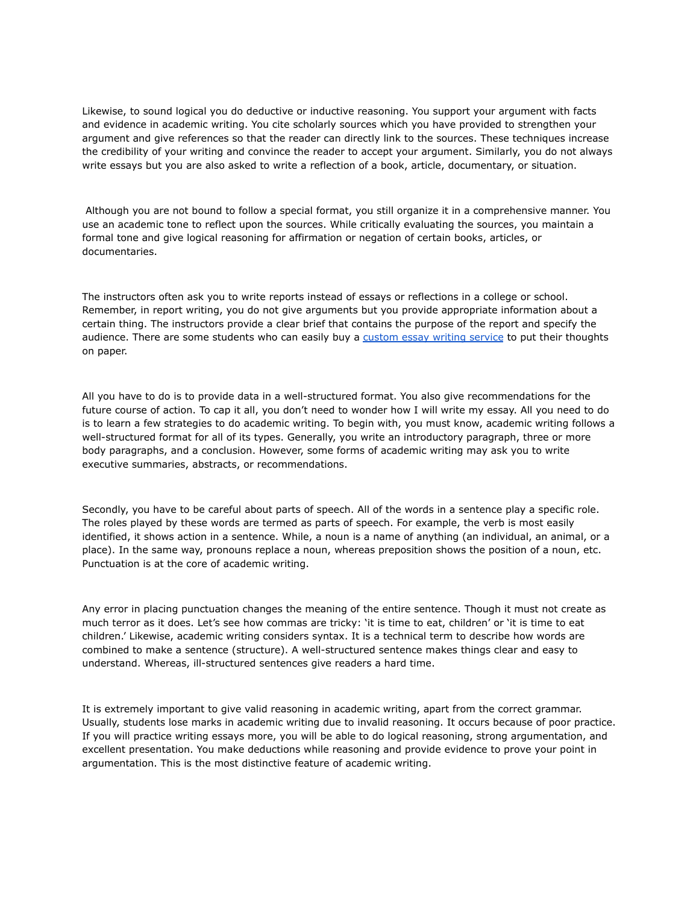Likewise, to sound logical you do deductive or inductive reasoning. You support your argument with facts and evidence in academic writing. You cite scholarly sources which you have provided to strengthen your argument and give references so that the reader can directly link to the sources. These techniques increase the credibility of your writing and convince the reader to accept your argument. Similarly, you do not always write essays but you are also asked to write a reflection of a book, article, documentary, or situation.

Although you are not bound to follow a special format, you still organize it in a comprehensive manner. You use an academic tone to reflect upon the sources. While critically evaluating the sources, you maintain a formal tone and give logical reasoning for affirmation or negation of certain books, articles, or documentaries.

The instructors often ask you to write reports instead of essays or reflections in a college or school. Remember, in report writing, you do not give arguments but you provide appropriate information about a certain thing. The instructors provide a clear brief that contains the purpose of the report and specify the audience. There are some students who can easily buy a custom essay writing service to put their thoughts on paper.

All you have to do is to provide data in a well-structured format. You also give recommendations for the future course of action. To cap it all, you don't need to wonder how I will write my essay. All you need to do is to learn a few strategies to do academic writing. To begin with, you must know, academic writing follows a well-structured format for all of its types. Generally, you write an introductory paragraph, three or more body paragraphs, and a conclusion. However, some forms of academic writing may ask you to write executive summaries, abstracts, or recommendations.

Secondly, you have to be careful about parts of speech. All of the words in a sentence play a specific role. The roles played by these words are termed as parts of speech. For example, the verb is most easily identified, it shows action in a sentence. While, a noun is a name of anything (an individual, an animal, or a place). In the same way, pronouns replace a noun, whereas preposition shows the position of a noun, etc. Punctuation is at the core of academic writing.

Any error in placing punctuation changes the meaning of the entire sentence. Though it must not create as much terror as it does. Let's see how commas are tricky: 'it is time to eat, children' or 'it is time to eat children.' Likewise, academic writing considers syntax. It is a technical term to describe how words are combined to make a sentence (structure). A well-structured sentence makes things clear and easy to understand. Whereas, ill-structured sentences give readers a hard time.

It is extremely important to give valid reasoning in academic writing, apart from the correct grammar. Usually, students lose marks in academic writing due to invalid reasoning. It occurs because of poor practice. If you will practice writing essays more, you will be able to do logical reasoning, strong argumentation, and excellent presentation. You make deductions while reasoning and provide evidence to prove your point in argumentation. This is the most distinctive feature of academic writing.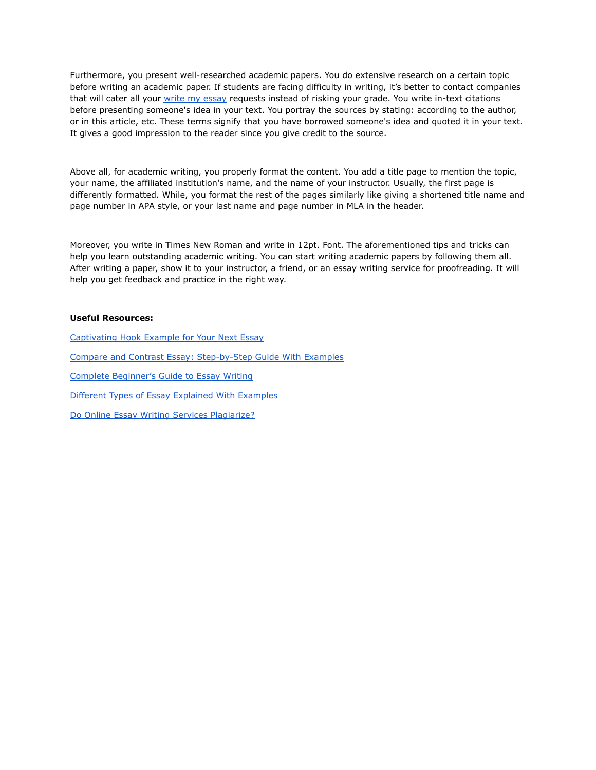Furthermore, you present well-researched academic papers. You do extensive research on a certain topic before writing an academic paper. If students are facing difficulty in writing, it's better to contact companies that will cater all your write my essay requests instead of risking your grade. You write in-text citations before presenting someone's idea in your text. You portray the sources by stating: according to the author, or in this article, etc. These terms signify that you have borrowed someone's idea and quoted it in your text. It gives a good impression to the reader since you give credit to the source.

Above all, for academic writing, you properly format the content. You add a title page to mention the topic, your name, the affiliated institution's name, and the name of your instructor. Usually, the first page is differently formatted. While, you format the rest of the pages similarly like giving a shortened title name and page number in APA style, or your last name and page number in MLA in the header.

Moreover, you write in Times New Roman and write in 12pt. Font. The aforementioned tips and tricks can help you learn outstanding academic writing. You can start writing academic papers by following them all. After writing a paper, show it to your instructor, a friend, or an essay writing service for proofreading. It will help you get feedback and practice in the right way.

**Useful Resources:**

Captivating Hook Example for Your Next Essay

Compare and Contrast Essay: Step-by-Step Guide With Examples

Complete Beginner's Guide to Essay Writing

Different Types of Essay Explained With Examples

Do Online Essay Writing Services Plagiarize?